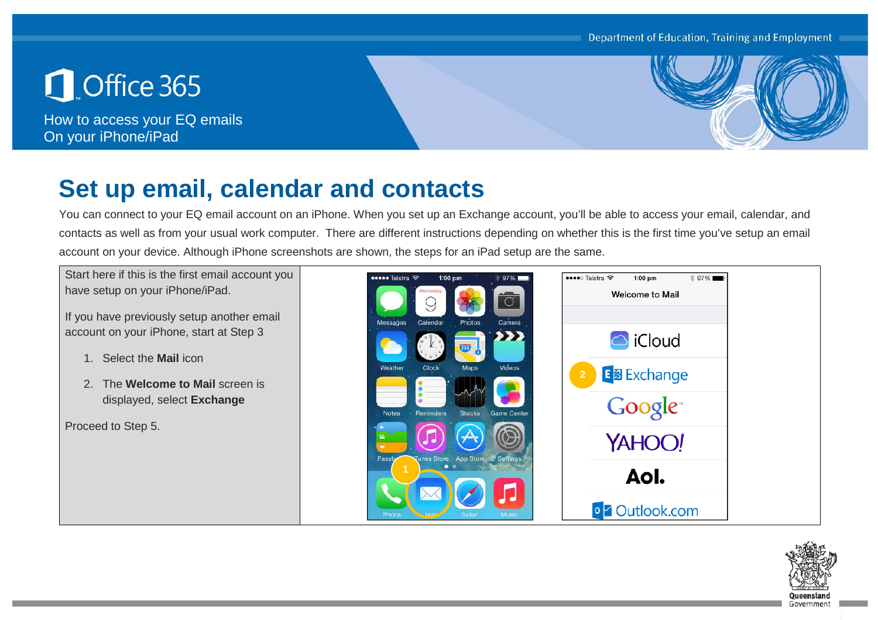# Office 365

How to access your EQ emails
On your iPhone/iPad

## Set up email, calendar and contacts

You can connect to your EQ email account on an iPhone. When you set up an Exchange account, you'll be able to access your email, calendar, and contacts as well as from your usual work computer. There are different instructions depending on whether this is the first time you've setup an email account on your device. Although iPhone screenshots are shown, the steps for an iPad setup are the same.

Start here if this is the first email account you have setup on your iPhone/iPad.

If you have previously setup another email account on your iPhone, start at Step 3

1. Select the **Mail** icon
2. The **Welcome to Mail** screen is displayed, select **Exchange**

Proceed to Step 5.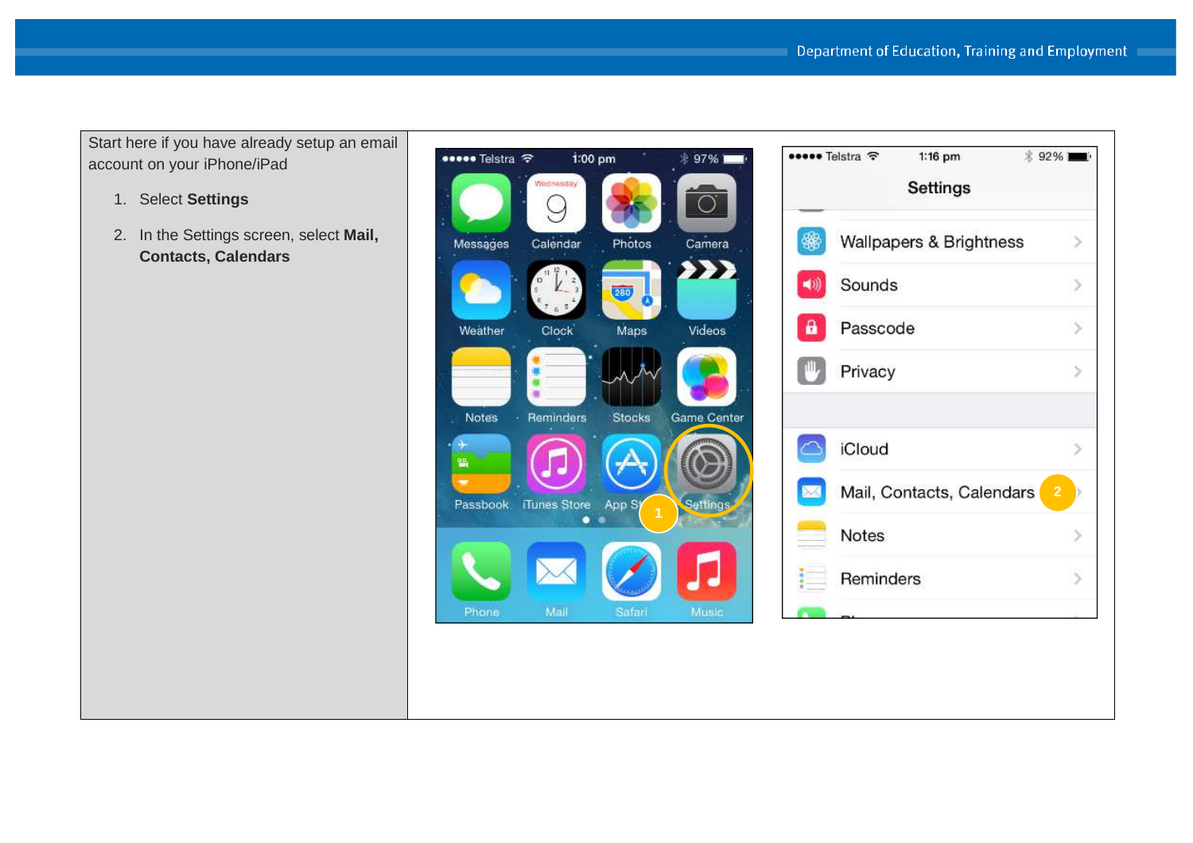Start here if you have already setup an email account on your iPhone/iPad

1. Select **Settings**
2. In the Settings screen, select **Mail, Contacts, Calendars**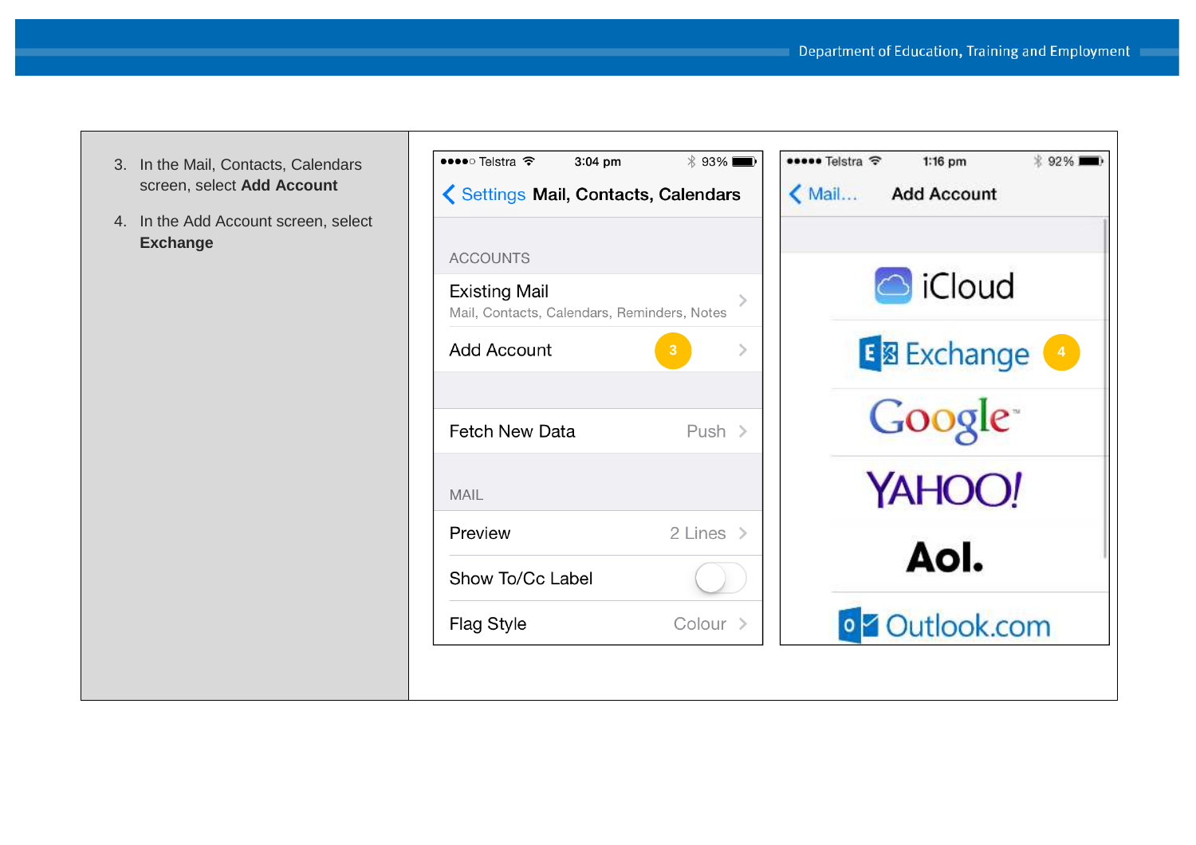3. In the Mail, Contacts, Calendars screen, select **Add Account**
4. In the Add Account screen, select **Exchange**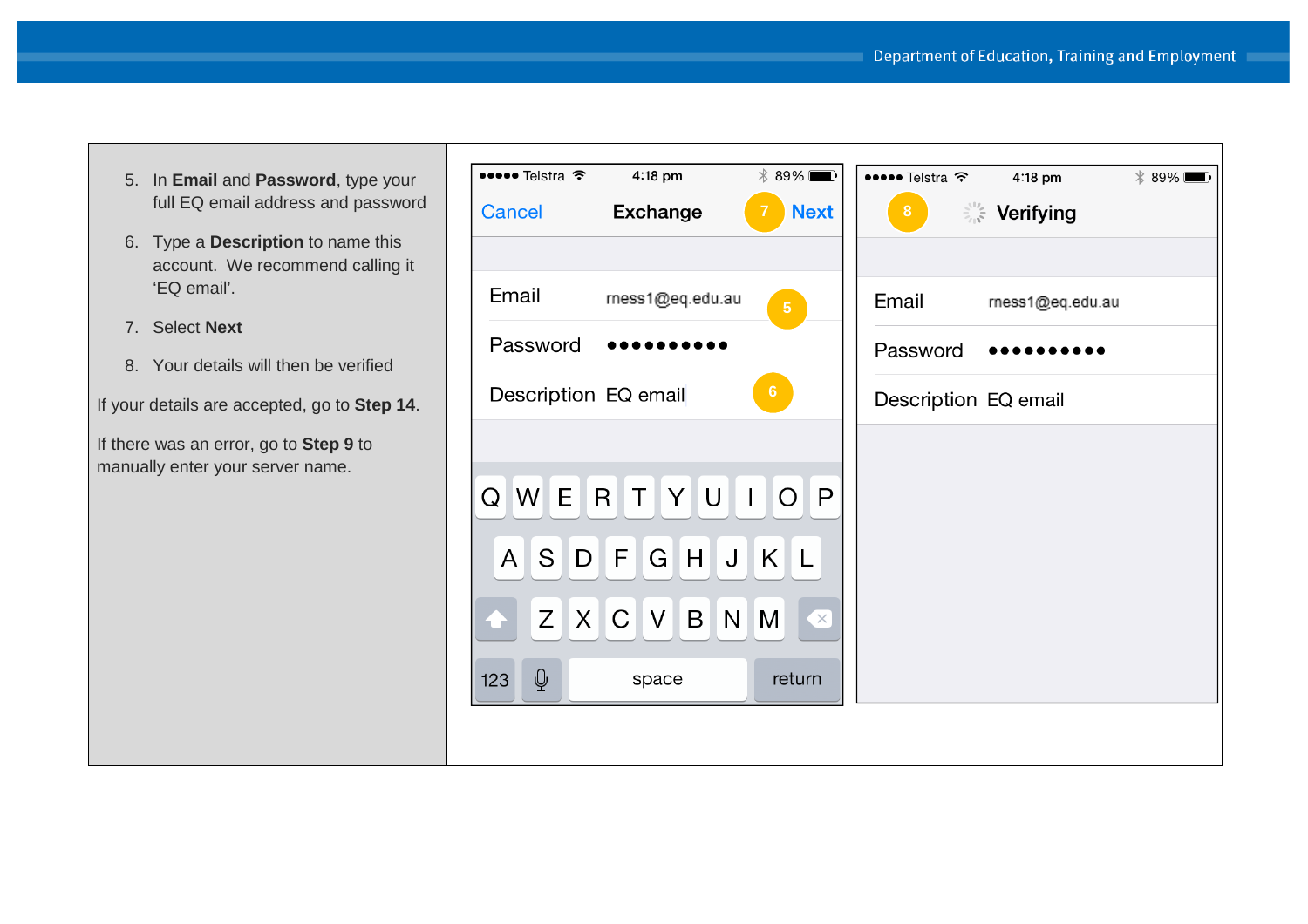5. In **Email** and **Password**, type your full EQ email address and password
6. Type a **Description** to name this account. We recommend calling it 'EQ email'.
7. Select **Next**
8. Your details will then be verified

If your details are accepted, go to **Step 14**.

If there was an error, go to **Step 9** to manually enter your server name.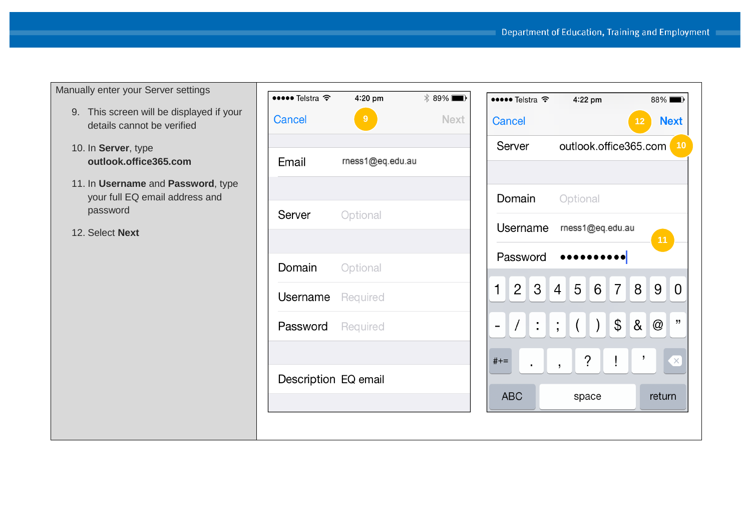Manually enter your Server settings

9. This screen will be displayed if your details cannot be verified
10. In **Server**, type **outlook.office365.com**
11. In **Username** and **Password**, type your full EQ email address and password
12. Select **Next**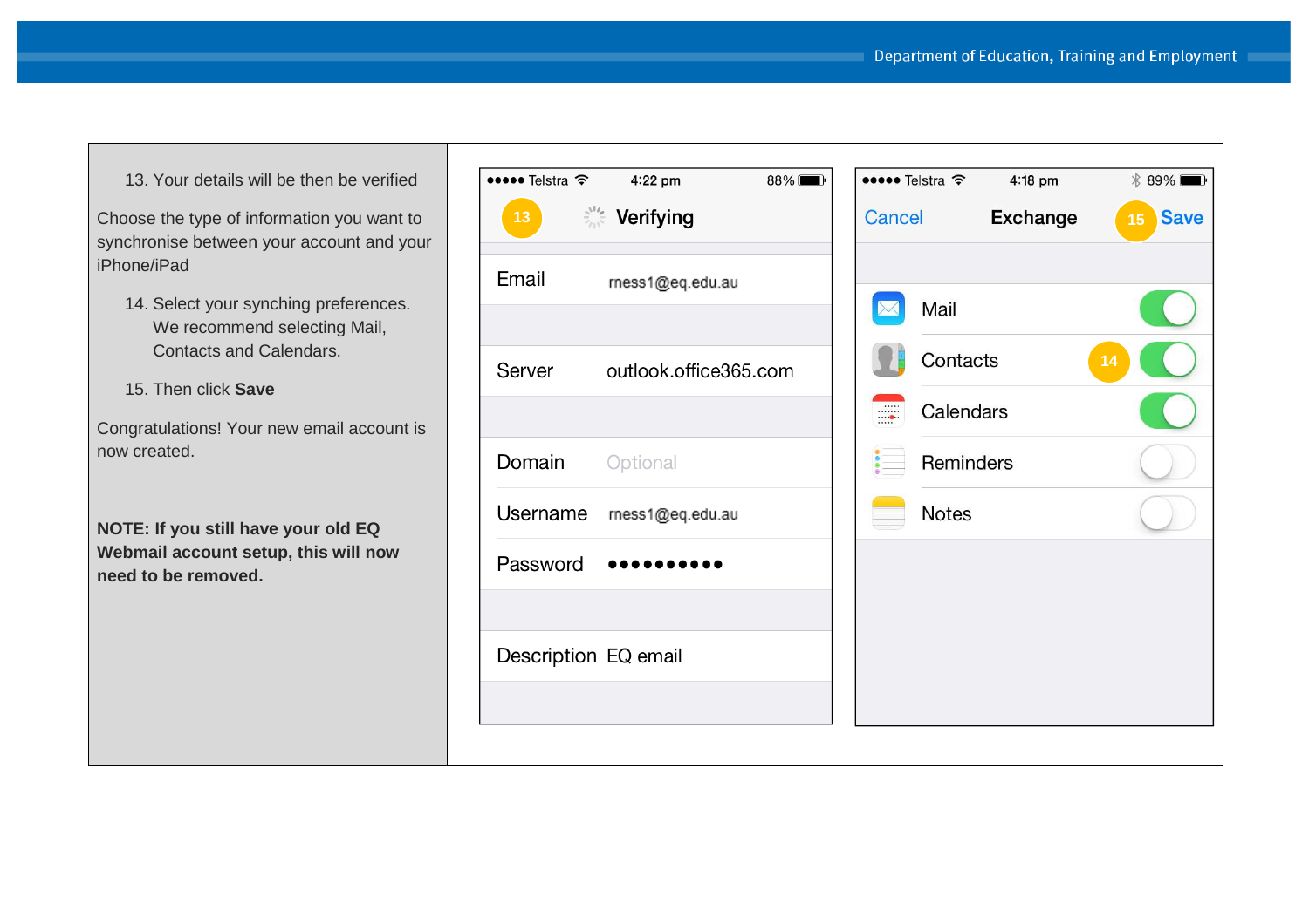13. Your details will be then be verified

Choose the type of information you want to synchronise between your account and your iPhone/iPad

14. Select your synching preferences. We recommend selecting Mail, Contacts and Calendars.

15. Then click **Save**

Congratulations! Your new email account is now created.

**NOTE: If you still have your old EQ Webmail account setup, this will now need to be removed.**

13 Verifying

| | |
|---|---|
| Email | rness1@eq.edu.au |
| Server | outlook.office365.com |
| Domain | Optional |
| Username | rness1@eq.edu.au |
| Password | •••••••••• |
| Description | EQ email |

Cancel Exchange 15 Save

- Mail
- Contacts 14
- Calendars
- Reminders
- Notes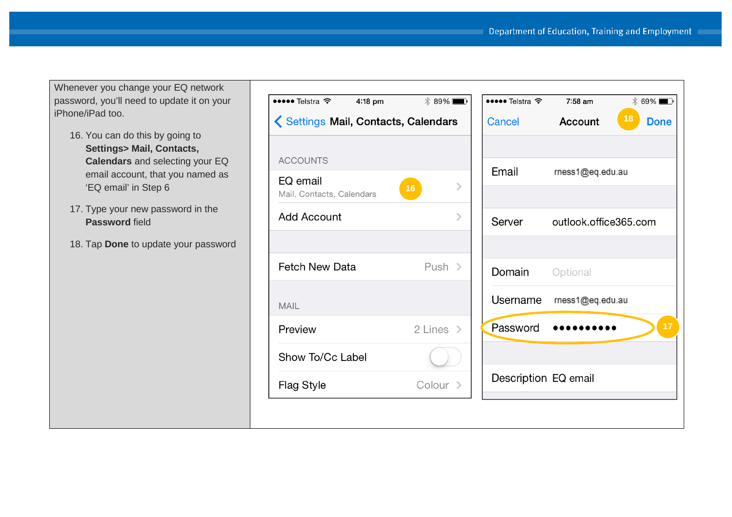Whenever you change your EQ network password, you'll need to update it on your iPhone/iPad too.

16. You can do this by going to **Settings> Mail, Contacts, Calendars** and selecting your EQ email account, that you named as 'EQ email' in Step 6
17. Type your new password in the **Password** field
18. Tap **Done** to update your password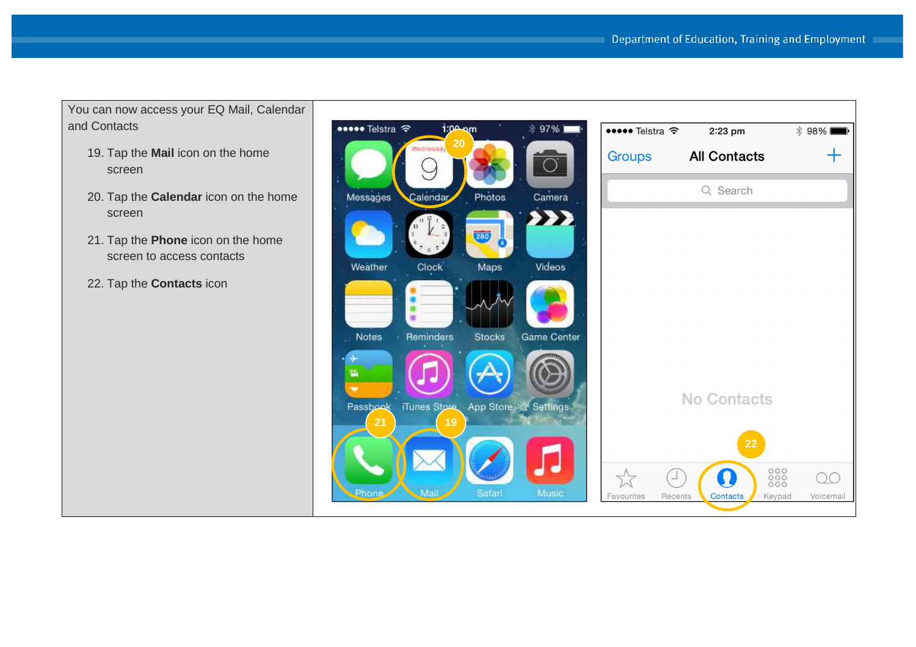You can now access your EQ Mail, Calendar and Contacts

19. Tap the **Mail** icon on the home screen
20. Tap the **Calendar** icon on the home screen
21. Tap the **Phone** icon on the home screen to access contacts
22. Tap the **Contacts** icon